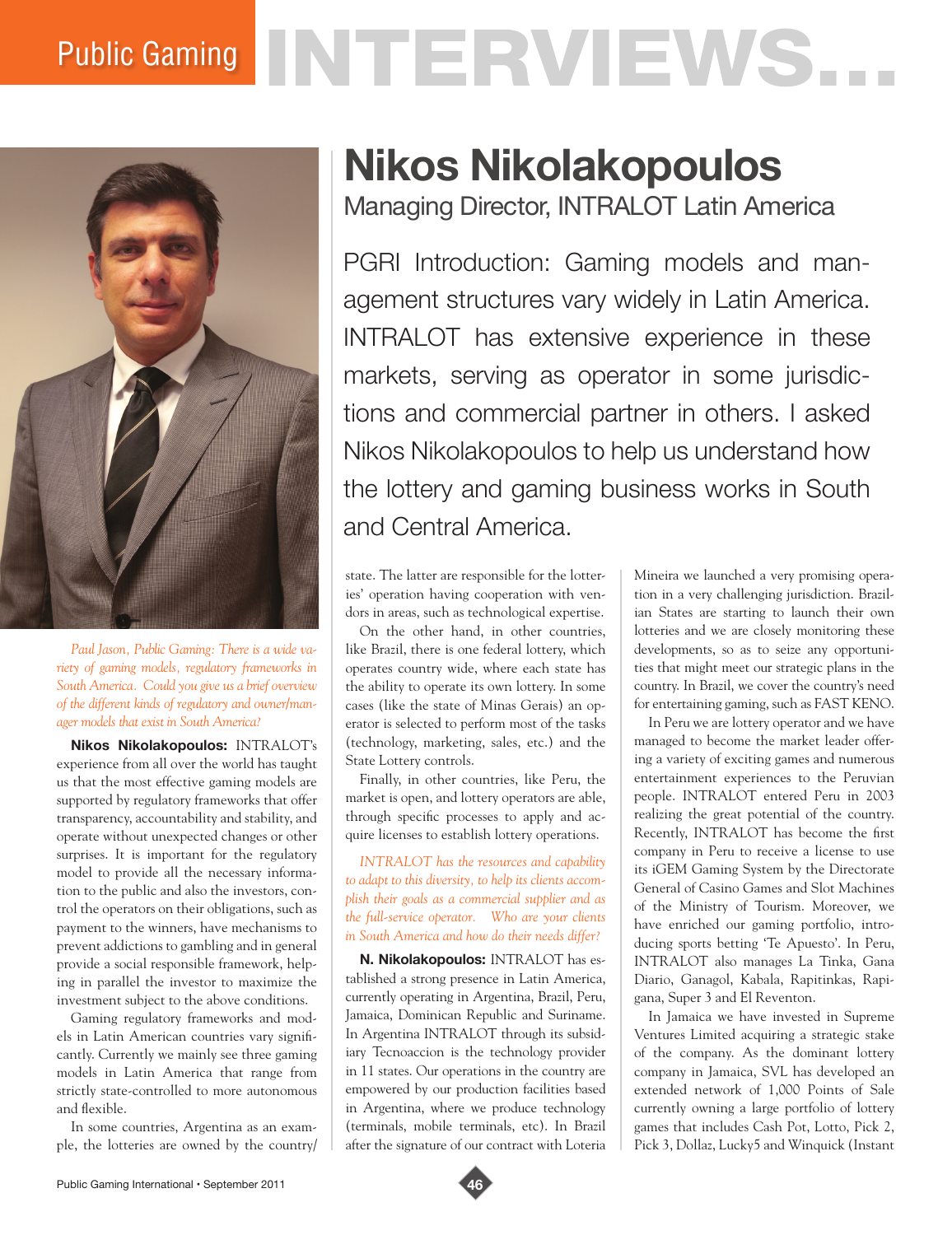# Public Gaming INTERVIEWS...

# Nikos Nikolakopoulos

## Managing Director, INTRALOT Latin America

PGRI Introduction: Gaming models and management structures vary widely in Latin America. INTRALOT has extensive experience in these markets, serving as operator in some jurisdictions and commercial partner in others. I asked Nikos Nikolakopoulos to help us understand how the lottery and gaming business works in South and Central America.

*Paul Jason, Public Gaming: There is a wide variety of gaming models, regulatory frameworks in South America. Could you give us a brief overview of the different kinds of regulatory and owner/manager models that exist in South America?*

**Nikos Nikolakopoulos:** INTRALOT's experience from all over the world has taught us that the most effective gaming models are supported by regulatory frameworks that offer transparency, accountability and stability, and operate without unexpected changes or other surprises. It is important for the regulatory model to provide all the necessary information to the public and also the investors, control the operators on their obligations, such as payment to the winners, have mechanisms to prevent addictions to gambling and in general provide a social responsible framework, helping in parallel the investor to maximize the investment subject to the above conditions.

Gaming regulatory frameworks and models in Latin American countries vary significantly. Currently we mainly see three gaming models in Latin America that range from strictly state-controlled to more autonomous and flexible.

In some countries, Argentina as an example, the lotteries are owned by the country/state. The latter are responsible for the lotteries' operation having cooperation with vendors in areas, such as technological expertise.

On the other hand, in other countries, like Brazil, there is one federal lottery, which operates country wide, where each state has the ability to operate its own lottery. In some cases (like the state of Minas Gerais) an operator is selected to perform most of the tasks (technology, marketing, sales, etc.) and the State Lottery controls.

Finally, in other countries, like Peru, the market is open, and lottery operators are able, through specific processes to apply and acquire licenses to establish lottery operations.

*INTRALOT has the resources and capability to adapt to this diversity, to help its clients accomplish their goals as a commercial supplier and as the full-service operator. Who are your clients in South America and how do their needs differ?*

**N. Nikolakopoulos:** INTRALOT has established a strong presence in Latin America, currently operating in Argentina, Brazil, Peru, Jamaica, Dominican Republic and Suriname. In Argentina INTRALOT through its subsidiary Tecnoaccion is the technology provider in 11 states. Our operations in the country are empowered by our production facilities based in Argentina, where we produce technology (terminals, mobile terminals, etc). In Brazil after the signature of our contract with Loteria Mineira we launched a very promising operation in a very challenging jurisdiction. Brazilian States are starting to launch their own lotteries and we are closely monitoring these developments, so as to seize any opportunities that might meet our strategic plans in the country. In Brazil, we cover the country's need for entertaining gaming, such as FAST KENO.

In Peru we are lottery operator and we have managed to become the market leader offering a variety of exciting games and numerous entertainment experiences to the Peruvian people. INTRALOT entered Peru in 2003 realizing the great potential of the country. Recently, INTRALOT has become the first company in Peru to receive a license to use its iGEM Gaming System by the Directorate General of Casino Games and Slot Machines of the Ministry of Tourism. Moreover, we have enriched our gaming portfolio, introducing sports betting 'Te Apuesto'. In Peru, INTRALOT also manages La Tinka, Gana Diario, Ganagol, Kabala, Rapitinkas, Rapigana, Super 3 and El Reventon.

In Jamaica we have invested in Supreme Ventures Limited acquiring a strategic stake of the company. As the dominant lottery company in Jamaica, SVL has developed an extended network of 1,000 Points of Sale currently owning a large portfolio of lottery games that includes Cash Pot, Lotto, Pick 2, Pick 3, Dollaz, Lucky5 and Winquick (Instant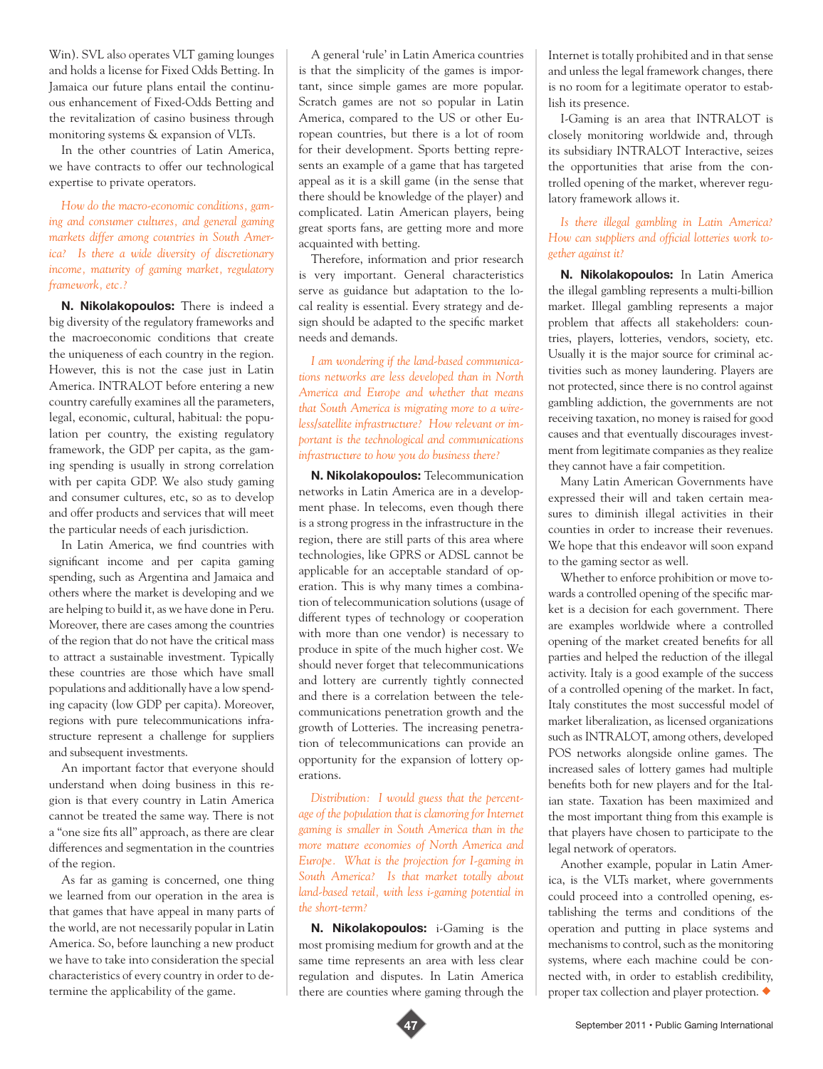Win). SVL also operates VLT gaming lounges and holds a license for Fixed Odds Betting. In Jamaica our future plans entail the continuous enhancement of Fixed-Odds Betting and the revitalization of casino business through monitoring systems & expansion of VLTs.

In the other countries of Latin America, we have contracts to offer our technological expertise to private operators.

*How do the macro-economic conditions, gaming and consumer cultures, and general gaming markets differ among countries in South America? Is there a wide diversity of discretionary income, maturity of gaming market, regulatory framework, etc.?*

**N. Nikolakopoulos:** There is indeed a big diversity of the regulatory frameworks and the macroeconomic conditions that create the uniqueness of each country in the region. However, this is not the case just in Latin America. INTRALOT before entering a new country carefully examines all the parameters, legal, economic, cultural, habitual: the population per country, the existing regulatory framework, the GDP per capita, as the gaming spending is usually in strong correlation with per capita GDP. We also study gaming and consumer cultures, etc, so as to develop and offer products and services that will meet the particular needs of each jurisdiction.

In Latin America, we find countries with significant income and per capita gaming spending, such as Argentina and Jamaica and others where the market is developing and we are helping to build it, as we have done in Peru. Moreover, there are cases among the countries of the region that do not have the critical mass to attract a sustainable investment. Typically these countries are those which have small populations and additionally have a low spending capacity (low GDP per capita). Moreover, regions with pure telecommunications infrastructure represent a challenge for suppliers and subsequent investments.

An important factor that everyone should understand when doing business in this region is that every country in Latin America cannot be treated the same way. There is not a "one size fits all" approach, as there are clear differences and segmentation in the countries of the region.

As far as gaming is concerned, one thing we learned from our operation in the area is that games that have appeal in many parts of the world, are not necessarily popular in Latin America. So, before launching a new product we have to take into consideration the special characteristics of every country in order to determine the applicability of the game.

A general 'rule' in Latin America countries is that the simplicity of the games is important, since simple games are more popular. Scratch games are not so popular in Latin America, compared to the US or other European countries, but there is a lot of room for their development. Sports betting represents an example of a game that has targeted appeal as it is a skill game (in the sense that there should be knowledge of the player) and complicated. Latin American players, being great sports fans, are getting more and more acquainted with betting.

Therefore, information and prior research is very important. General characteristics serve as guidance but adaptation to the local reality is essential. Every strategy and design should be adapted to the specific market needs and demands.

*I am wondering if the land-based communications networks are less developed than in North America and Europe and whether that means that South America is migrating more to a wireless/satellite infrastructure? How relevant or important is the technological and communications infrastructure to how you do business there?*

**N. Nikolakopoulos:** Telecommunication networks in Latin America are in a development phase. In telecoms, even though there is a strong progress in the infrastructure in the region, there are still parts of this area where technologies, like GPRS or ADSL cannot be applicable for an acceptable standard of operation. This is why many times a combination of telecommunication solutions (usage of different types of technology or cooperation with more than one vendor) is necessary to produce in spite of the much higher cost. We should never forget that telecommunications and lottery are currently tightly connected and there is a correlation between the telecommunications penetration growth and the growth of Lotteries. The increasing penetration of telecommunications can provide an opportunity for the expansion of lottery operations.

*Distribution: I would guess that the percentage of the population that is clamoring for Internet gaming is smaller in South America than in the more mature economies of North America and Europe. What is the projection for I-gaming in South America? Is that market totally about land-based retail, with less i-gaming potential in the short-term?*

**N. Nikolakopoulos:** i-Gaming is the most promising medium for growth and at the same time represents an area with less clear regulation and disputes. In Latin America there are counties where gaming through the Internet is totally prohibited and in that sense and unless the legal framework changes, there is no room for a legitimate operator to establish its presence.

I-Gaming is an area that INTRALOT is closely monitoring worldwide and, through its subsidiary INTRALOT Interactive, seizes the opportunities that arise from the controlled opening of the market, wherever regulatory framework allows it.

*Is there illegal gambling in Latin America? How can suppliers and official lotteries work together against it?*

**N. Nikolakopoulos:** In Latin America the illegal gambling represents a multi-billion market. Illegal gambling represents a major problem that affects all stakeholders: countries, players, lotteries, vendors, society, etc. Usually it is the major source for criminal activities such as money laundering. Players are not protected, since there is no control against gambling addiction, the governments are not receiving taxation, no money is raised for good causes and that eventually discourages investment from legitimate companies as they realize they cannot have a fair competition.

Many Latin American Governments have expressed their will and taken certain measures to diminish illegal activities in their counties in order to increase their revenues. We hope that this endeavor will soon expand to the gaming sector as well.

Whether to enforce prohibition or move towards a controlled opening of the specific market is a decision for each government. There are examples worldwide where a controlled opening of the market created benefits for all parties and helped the reduction of the illegal activity. Italy is a good example of the success of a controlled opening of the market. In fact, Italy constitutes the most successful model of market liberalization, as licensed organizations such as INTRALOT, among others, developed POS networks alongside online games. The increased sales of lottery games had multiple benefits both for new players and for the Italian state. Taxation has been maximized and the most important thing from this example is that players have chosen to participate to the legal network of operators.

Another example, popular in Latin America, is the VLTs market, where governments could proceed into a controlled opening, establishing the terms and conditions of the operation and putting in place systems and mechanisms to control, such as the monitoring systems, where each machine could be connected with, in order to establish credibility, proper tax collection and player protection. ◆